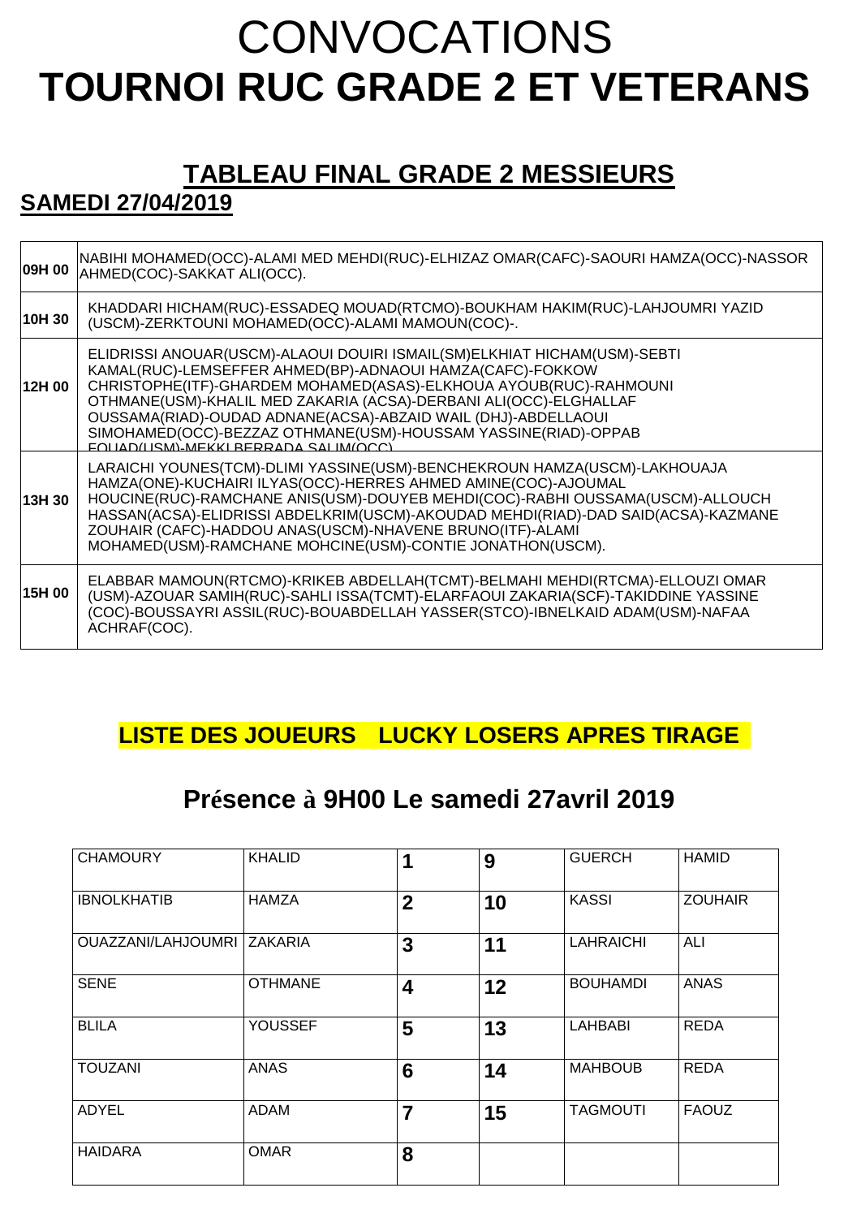# CONVOCATIONS

# TOURNOI RUC GRADE 2 ET VETERANS

## TABLEAU FINAL GRADE 2 MESSIEURS

### SAMEDI 27/04/2019

| | |
|---|---|
| 09H 00 | NABIHI MOHAMED(OCC)-ALAMI MED MEHDI(RUC)-ELHIZAZ OMAR(CAFC)-SAOURI HAMZA(OCC)-NASSOR AHMED(COC)-SAKKAT ALI(OCC). |
| 10H 30 | KHADDARI HICHAM(RUC)-ESSADEQ MOUAD(RTCMO)-BOUKHAM HAKIM(RUC)-LAHJOUMRI YAZID (USCM)-ZERKTOUNI MOHAMED(OCC)-ALAMI MAMOUN(COC)-. |
| 12H 00 | ELIDRISSI ANOUAR(USCM)-ALAOUI DOUIRI ISMAIL(SM)ELKHIAT HICHAM(USM)-SEBTI KAMAL(RUC)-LEMSEFFER AHMED(BP)-ADNAOUI HAMZA(CAFC)-FOKKOW CHRISTOPHE(ITF)-GHARDEM MOHAMED(ASAS)-ELKHOUA AYOUB(RUC)-RAHMOUNI OTHMANE(USM)-KHALIL MED ZAKARIA (ACSA)-DERBANI ALI(OCC)-ELGHALLAF OUSSAMA(RIAD)-OUDAD ADNANE(ACSA)-ABZAID WAIL (DHJ)-ABDELLAOUI SIMOHAMED(OCC)-BEZZAZ OTHMANE(USM)-HOUSSAM YASSINE(RIAD)-OPPAB FOUAD(USM)-MEKKI BERRADA SALIM(OCC) |
| 13H 30 | LARAICHI YOUNES(TCM)-DLIMI YASSINE(USM)-BENCHEKROUN HAMZA(USCM)-LAKHOUAJA HAMZA(ONE)-KUCHAIRI ILYAS(OCC)-HERRES AHMED AMINE(COC)-AJOUMAL HOUCINE(RUC)-RAMCHANE ANIS(USM)-DOUYEB MEHDI(COC)-RABHI OUSSAMA(USCM)-ALLOUCH HASSAN(ACSA)-ELIDRISSI ABDELKRIM(USCM)-AKOUDAD MEHDI(RIAD)-DAD SAID(ACSA)-KAZMANE ZOUHAIR (CAFC)-HADDOU ANAS(USCM)-NHAVENE BRUNO(ITF)-ALAMI MOHAMED(USM)-RAMCHANE MOHCINE(USM)-CONTIE JONATHON(USCM). |
| 15H 00 | ELABBAR MAMOUN(RTCMO)-KRIKEB ABDELLAH(TCMT)-BELMAHI MEHDI(RTCMA)-ELLOUZI OMAR (USM)-AZOUAR SAMIH(RUC)-SAHLI ISSA(TCMT)-ELARFAOUI ZAKARIA(SCF)-TAKIDDINE YASSINE (COC)-BOUSSAYRI ASSIL(RUC)-BOUABDELLAH YASSER(STCO)-IBNELKAID ADAM(USM)-NAFAA ACHRAF(COC). |

## LISTE DES JOUEURS LUCKY LOSERS APRES TIRAGE

## Présence à 9H00 Le samedi 27avril 2019

| | | | | | |
|---|---|---|---|---|---|
| CHAMOURY | KHALID | **1** | **9** | GUERCH | HAMID |
| IBNOLKHATIB | HAMZA | **2** | **10** | KASSI | ZOUHAIR |
| OUAZZANI/LAHJOUMRI | ZAKARIA | **3** | **11** | LAHRAICHI | ALI |
| SENE | OTHMANE | **4** | **12** | BOUHAMDI | ANAS |
| BLILA | YOUSSEF | **5** | **13** | LAHBABI | REDA |
| TOUZANI | ANAS | **6** | **14** | MAHBOUB | REDA |
| ADYEL | ADAM | **7** | **15** | TAGMOUTI | FAOUZ |
| HAIDARA | OMAR | **8** | | | |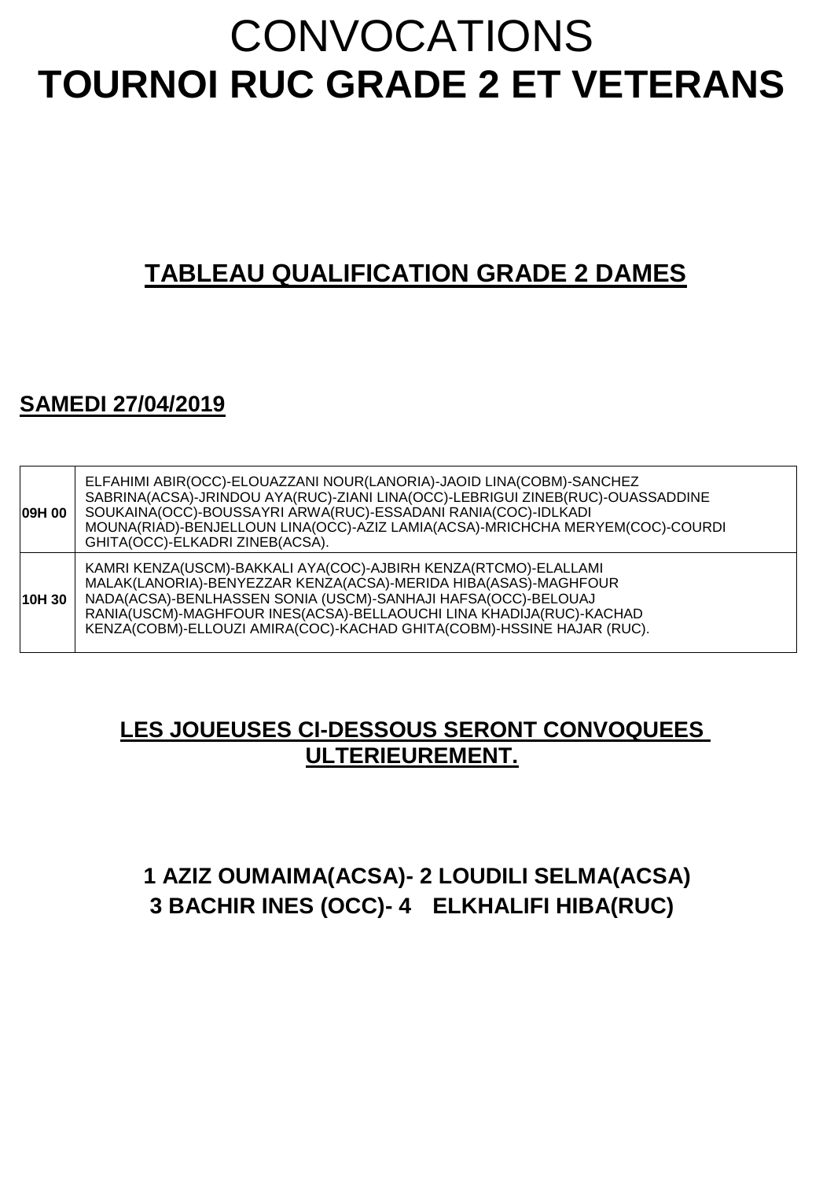# CONVOCATIONS
# TOURNOI RUC GRADE 2 ET VETERANS

## TABLEAU QUALIFICATION GRADE 2 DAMES

### SAMEDI 27/04/2019

| | |
|---|---|
| **09H 00** | ELFAHIMI ABIR(OCC)-ELOUAZZANI NOUR(LANORIA)-JAOID LINA(COBM)-SANCHEZ SABRINA(ACSA)-JRINDOU AYA(RUC)-ZIANI LINA(OCC)-LEBRIGUI ZINEB(RUC)-OUASSADDINE SOUKAINA(OCC)-BOUSSAYRI ARWA(RUC)-ESSADANI RANIA(COC)-IDLKADI MOUNA(RIAD)-BENJELLOUN LINA(OCC)-AZIZ LAMIA(ACSA)-MRICHCHA MERYEM(COC)-COURDI GHITA(OCC)-ELKADRI ZINEB(ACSA). |
| **10H 30** | KAMRI KENZA(USCM)-BAKKALI AYA(COC)-AJBIRH KENZA(RTCMO)-ELALLAMI MALAK(LANORIA)-BENYEZZAR KENZA(ACSA)-MERIDA HIBA(ASAS)-MAGHFOUR NADA(ACSA)-BENLHASSEN SONIA (USCM)-SANHAJI HAFSA(OCC)-BELOUAJ RANIA(USCM)-MAGHFOUR INES(ACSA)-BELLAOUCHI LINA KHADIJA(RUC)-KACHAD KENZA(COBM)-ELLOUZI AMIRA(COC)-KACHAD GHITA(COBM)-HSSINE HAJAR (RUC). |

## LES JOUEUSES CI-DESSOUS SERONT CONVOQUEES ULTERIEUREMENT.

**1 AZIZ OUMAIMA(ACSA)- 2 LOUDILI SELMA(ACSA)**
**3 BACHIR INES (OCC)- 4 ELKHALIFI HIBA(RUC)**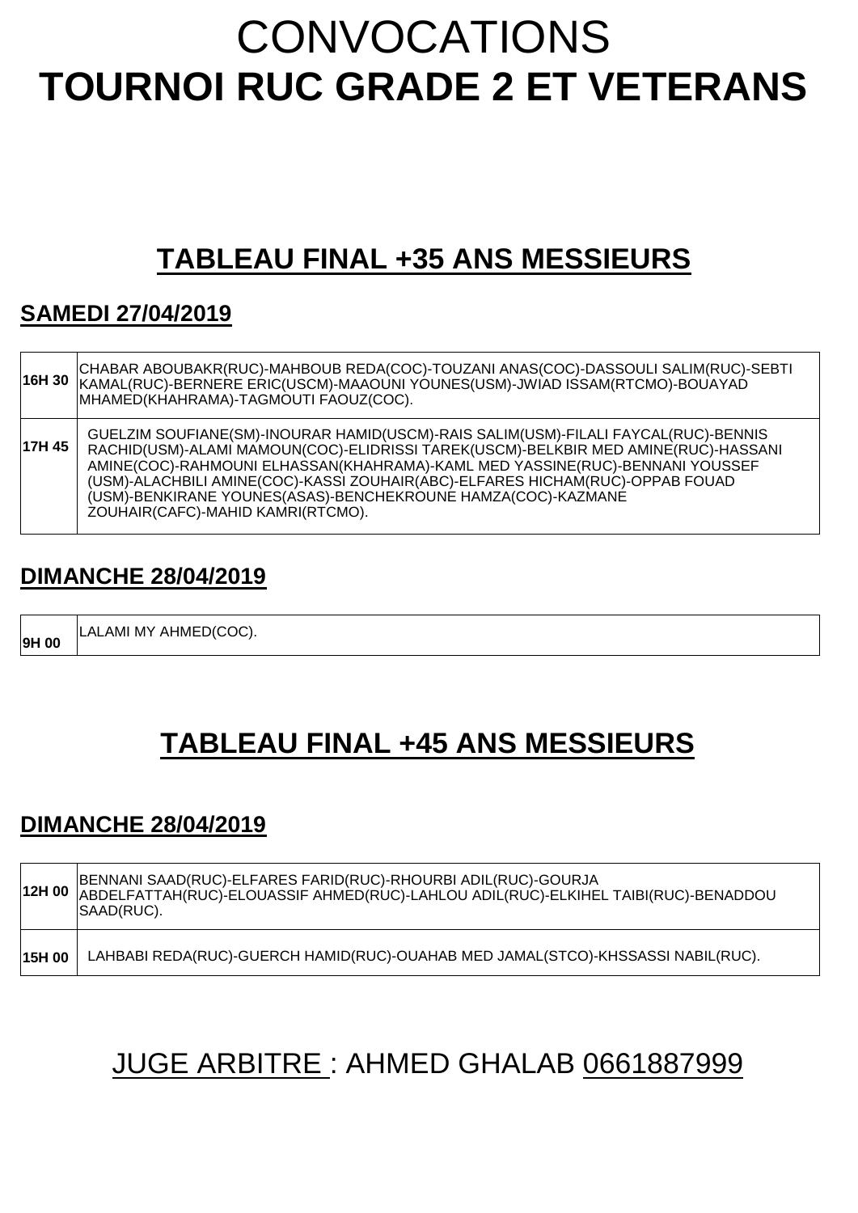# CONVOCATIONS
# TOURNOI RUC GRADE 2 ET VETERANS

## TABLEAU FINAL +35 ANS MESSIEURS

### SAMEDI 27/04/2019

| | |
|---|---|
| **16H 30** | CHABAR ABOUBAKR(RUC)-MAHBOUB REDA(COC)-TOUZANI ANAS(COC)-DASSOULI SALIM(RUC)-SEBTI KAMAL(RUC)-BERNERE ERIC(USCM)-MAAOUNI YOUNES(USM)-JWIAD ISSAM(RTCMO)-BOUAYAD MHAMED(KHAHRAMA)-TAGMOUTI FAOUZ(COC). |
| **17H 45** | GUELZIM SOUFIANE(SM)-INOURAR HAMID(USCM)-RAIS SALIM(USM)-FILALI FAYCAL(RUC)-BENNIS RACHID(USM)-ALAMI MAMOUN(COC)-ELIDRISSI TAREK(USCM)-BELKBIR MED AMINE(RUC)-HASSANI AMINE(COC)-RAHMOUNI ELHASSAN(KHAHRAMA)-KAML MED YASSINE(RUC)-BENNANI YOUSSEF (USM)-ALACHBILI AMINE(COC)-KASSI ZOUHAIR(ABC)-ELFARES HICHAM(RUC)-OPPAB FOUAD (USM)-BENKIRANE YOUNES(ASAS)-BENCHEKROUNE HAMZA(COC)-KAZMANE ZOUHAIR(CAFC)-MAHID KAMRI(RTCMO). |

### DIMANCHE 28/04/2019

| | |
|---|---|
| **9H 00** | LALAMI MY AHMED(COC). |

## TABLEAU FINAL +45 ANS MESSIEURS

### DIMANCHE 28/04/2019

| | |
|---|---|
| **12H 00** | BENNANI SAAD(RUC)-ELFARES FARID(RUC)-RHOURBI ADIL(RUC)-GOURJA ABDELFATTAH(RUC)-ELOUASSIF AHMED(RUC)-LAHLOU ADIL(RUC)-ELKIHEL TAIBI(RUC)-BENADDOU SAAD(RUC). |
| **15H 00** | LAHBABI REDA(RUC)-GUERCH HAMID(RUC)-OUAHAB MED JAMAL(STCO)-KHSSASSI NABIL(RUC). |

## JUGE ARBITRE : AHMED GHALAB 0661887999